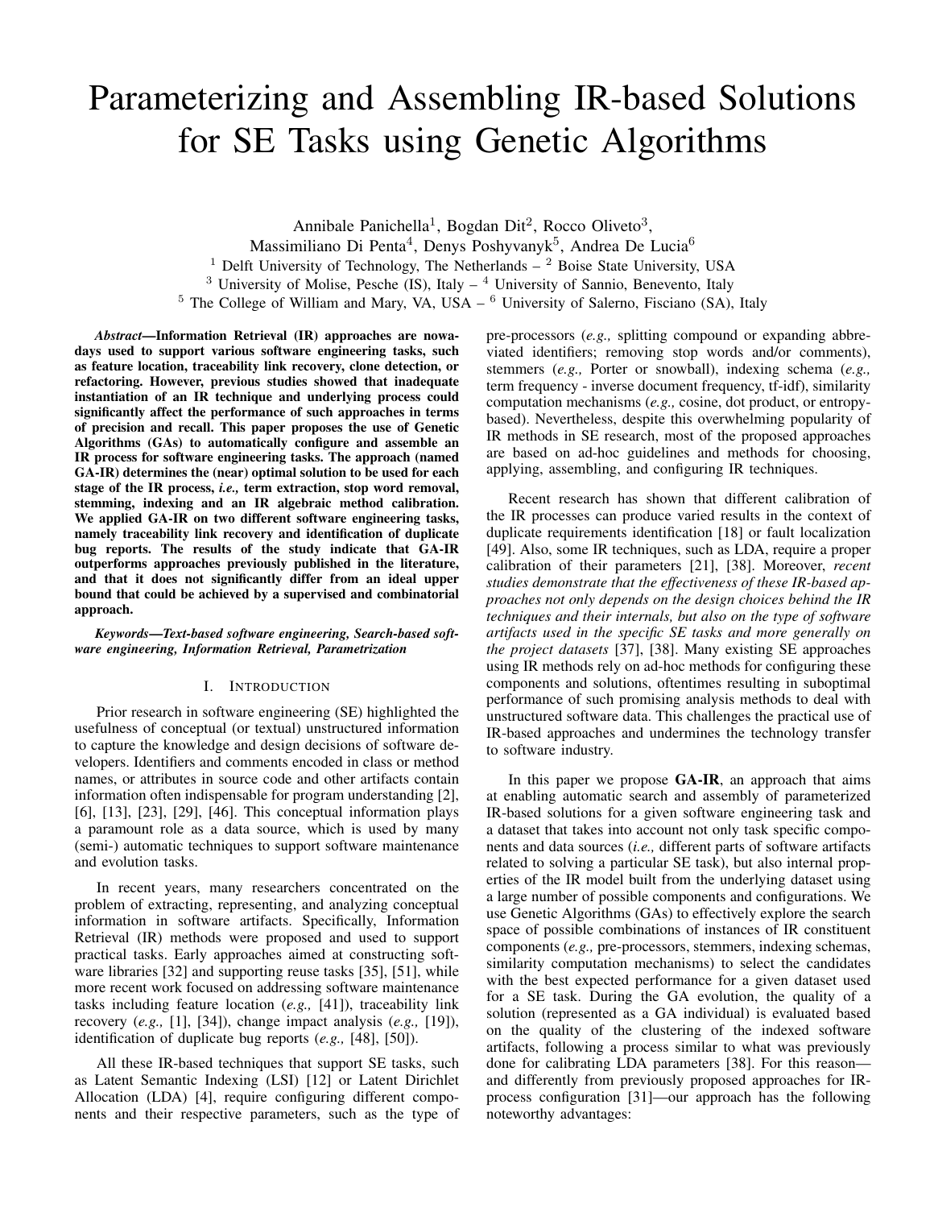# Parameterizing and Assembling IR-based Solutions for SE Tasks using Genetic Algorithms

Annibale Panichella[1], Bogdan Dit[2], Rocco Oliveto[3],
Massimiliano Di Penta[4], Denys Poshyvanyk[5], Andrea De Lucia[6]

[1] Delft University of Technology, The Netherlands – [2] Boise State University, USA
[3] University of Molise, Pesche (IS), Italy – [4] University of Sannio, Benevento, Italy
[5] The College of William and Mary, VA, USA – [6] University of Salerno, Fisciano (SA), Italy

***Abstract*—Information Retrieval (IR) approaches are nowadays used to support various software engineering tasks, such as feature location, traceability link recovery, clone detection, or refactoring. However, previous studies showed that inadequate instantiation of an IR technique and underlying process could significantly affect the performance of such approaches in terms of precision and recall. This paper proposes the use of Genetic Algorithms (GAs) to automatically configure and assemble an IR process for software engineering tasks. The approach (named GA-IR) determines the (near) optimal solution to be used for each stage of the IR process, *i.e.,* term extraction, stop word removal, stemming, indexing and an IR algebraic method calibration. We applied GA-IR on two different software engineering tasks, namely traceability link recovery and identification of duplicate bug reports. The results of the study indicate that GA-IR outperforms approaches previously published in the literature, and that it does not significantly differ from an ideal upper bound that could be achieved by a supervised and combinatorial approach.**

***Keywords*—Text-based software engineering, Search-based software engineering, Information Retrieval, Parametrization**

## I. Introduction

Prior research in software engineering (SE) highlighted the usefulness of conceptual (or textual) unstructured information to capture the knowledge and design decisions of software developers. Identifiers and comments encoded in class or method names, or attributes in source code and other artifacts contain information often indispensable for program understanding [2], [6], [13], [23], [29], [46]. This conceptual information plays a paramount role as a data source, which is used by many (semi-) automatic techniques to support software maintenance and evolution tasks.

In recent years, many researchers concentrated on the problem of extracting, representing, and analyzing conceptual information in software artifacts. Specifically, Information Retrieval (IR) methods were proposed and used to support practical tasks. Early approaches aimed at constructing software libraries [32] and supporting reuse tasks [35], [51], while more recent work focused on addressing software maintenance tasks including feature location (*e.g.,* [41]), traceability link recovery (*e.g.,* [1], [34]), change impact analysis (*e.g.,* [19]), identification of duplicate bug reports (*e.g.,* [48], [50]).

All these IR-based techniques that support SE tasks, such as Latent Semantic Indexing (LSI) [12] or Latent Dirichlet Allocation (LDA) [4], require configuring different components and their respective parameters, such as the type of pre-processors (*e.g.,* splitting compound or expanding abbreviated identifiers; removing stop words and/or comments), stemmers (*e.g.,* Porter or snowball), indexing schema (*e.g.,* term frequency - inverse document frequency, tf-idf), similarity computation mechanisms (*e.g.,* cosine, dot product, or entropy-based). Nevertheless, despite this overwhelming popularity of IR methods in SE research, most of the proposed approaches are based on ad-hoc guidelines and methods for choosing, applying, assembling, and configuring IR techniques.

Recent research has shown that different calibration of the IR processes can produce varied results in the context of duplicate requirements identification [18] or fault localization [49]. Also, some IR techniques, such as LDA, require a proper calibration of their parameters [21], [38]. Moreover, *recent studies demonstrate that the effectiveness of these IR-based approaches not only depends on the design choices behind the IR techniques and their internals, but also on the type of software artifacts used in the specific SE tasks and more generally on the project datasets* [37], [38]. Many existing SE approaches using IR methods rely on ad-hoc methods for configuring these components and solutions, oftentimes resulting in suboptimal performance of such promising analysis methods to deal with unstructured software data. This challenges the practical use of IR-based approaches and undermines the technology transfer to software industry.

In this paper we propose **GA-IR**, an approach that aims at enabling automatic search and assembly of parameterized IR-based solutions for a given software engineering task and a dataset that takes into account not only task specific components and data sources (*i.e.,* different parts of software artifacts related to solving a particular SE task), but also internal properties of the IR model built from the underlying dataset using a large number of possible components and configurations. We use Genetic Algorithms (GAs) to effectively explore the search space of possible combinations of instances of IR constituent components (*e.g.,* pre-processors, stemmers, indexing schemas, similarity computation mechanisms) to select the candidates with the best expected performance for a given dataset used for a SE task. During the GA evolution, the quality of a solution (represented as a GA individual) is evaluated based on the quality of the clustering of the indexed software artifacts, following a process similar to what was previously done for calibrating LDA parameters [38]. For this reason—and differently from previously proposed approaches for IR-process configuration [31]—our approach has the following noteworthy advantages: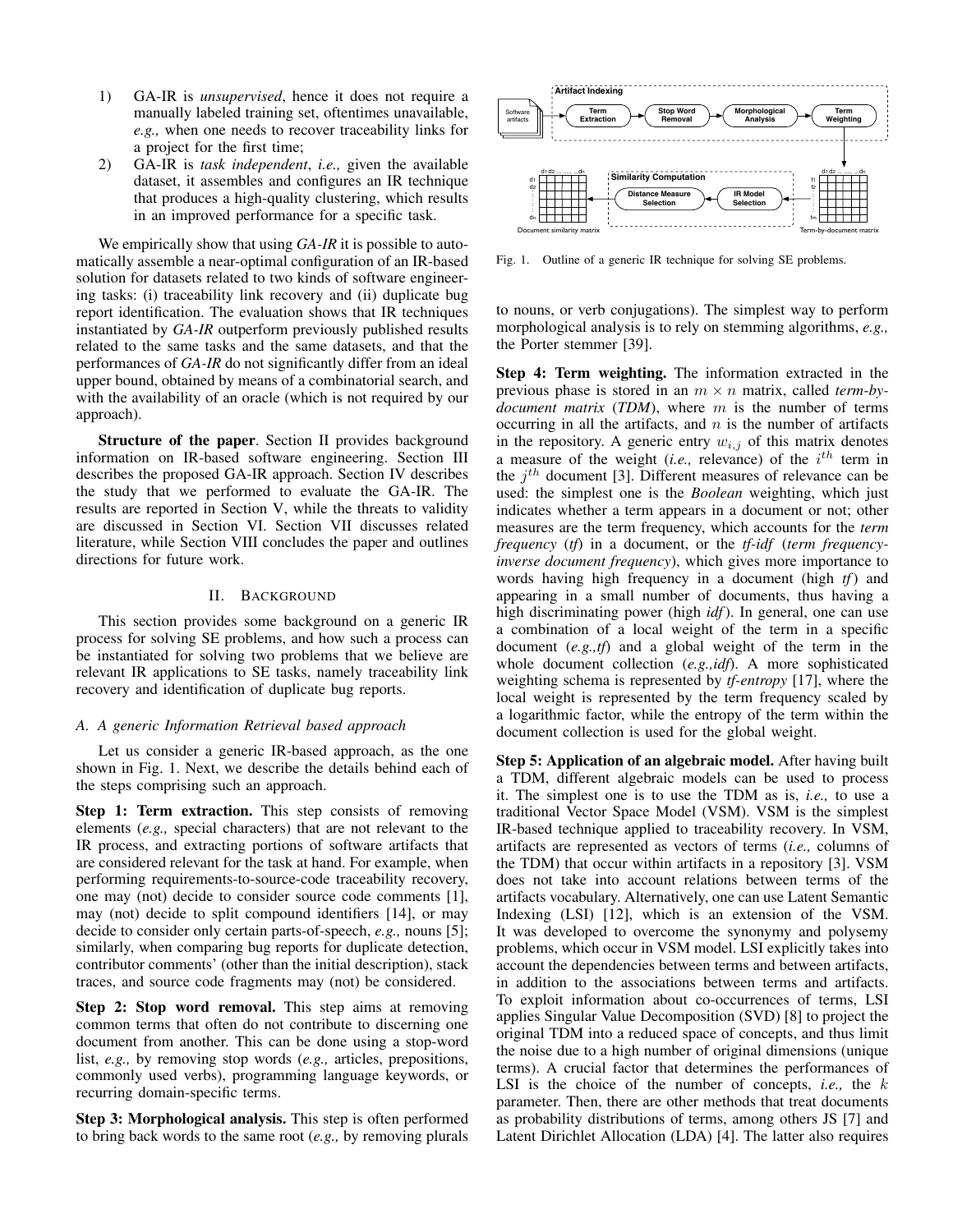1) GA-IR is *unsupervised*, hence it does not require a manually labeled training set, oftentimes unavailable, *e.g.,* when one needs to recover traceability links for a project for the first time;
2) GA-IR is *task independent*, *i.e.,* given the available dataset, it assembles and configures an IR technique that produces a high-quality clustering, which results in an improved performance for a specific task.

We empirically show that using *GA-IR* it is possible to automatically assemble a near-optimal configuration of an IR-based solution for datasets related to two kinds of software engineering tasks: (i) traceability link recovery and (ii) duplicate bug report identification. The evaluation shows that IR techniques instantiated by *GA-IR* outperform previously published results related to the same tasks and the same datasets, and that the performances of *GA-IR* do not significantly differ from an ideal upper bound, obtained by means of a combinatorial search, and with the availability of an oracle (which is not required by our approach).

**Structure of the paper**. Section II provides background information on IR-based software engineering. Section III describes the proposed GA-IR approach. Section IV describes the study that we performed to evaluate the GA-IR. The results are reported in Section V, while the threats to validity are discussed in Section VI. Section VII discusses related literature, while Section VIII concludes the paper and outlines directions for future work.

## II. Background

This section provides some background on a generic IR process for solving SE problems, and how such a process can be instantiated for solving two problems that we believe are relevant IR applications to SE tasks, namely traceability link recovery and identification of duplicate bug reports.

### A. A generic Information Retrieval based approach

Let us consider a generic IR-based approach, as the one shown in Fig. 1. Next, we describe the details behind each of the steps comprising such an approach.

**Step 1: Term extraction.** This step consists of removing elements (*e.g.,* special characters) that are not relevant to the IR process, and extracting portions of software artifacts that are considered relevant for the task at hand. For example, when performing requirements-to-source-code traceability recovery, one may (not) decide to consider source code comments [1], may (not) decide to split compound identifiers [14], or may decide to consider only certain parts-of-speech, *e.g.,* nouns [5]; similarly, when comparing bug reports for duplicate detection, contributor comments' (other than the initial description), stack traces, and source code fragments may (not) be considered.

**Step 2: Stop word removal.** This step aims at removing common terms that often do not contribute to discerning one document from another. This can be done using a stop-word list, *e.g.,* by removing stop words (*e.g.,* articles, prepositions, commonly used verbs), programming language keywords, or recurring domain-specific terms.

**Step 3: Morphological analysis.** This step is often performed to bring back words to the same root (*e.g.,* by removing plurals to nouns, or verb conjugations). The simplest way to perform morphological analysis is to rely on stemming algorithms, *e.g.,* the Porter stemmer [39].

Fig. 1. Outline of a generic IR technique for solving SE problems.

**Step 4: Term weighting.** The information extracted in the previous phase is stored in an $m \times n$ matrix, called *term-by-document matrix* (*TDM*), where $m$ is the number of terms occurring in all the artifacts, and $n$ is the number of artifacts in the repository. A generic entry $w_{i,j}$ of this matrix denotes a measure of the weight (*i.e.,* relevance) of the $i^{th}$ term in the $j^{th}$ document [3]. Different measures of relevance can be used: the simplest one is the *Boolean* weighting, which just indicates whether a term appears in a document or not; other measures are the term frequency, which accounts for the *term frequency* (*tf*) in a document, or the *tf-idf* (*term frequency-inverse document frequency*), which gives more importance to words having high frequency in a document (high *tf*) and appearing in a small number of documents, thus having a high discriminating power (high *idf*). In general, one can use a combination of a local weight of the term in a specific document (*e.g.,tf*) and a global weight of the term in the whole document collection (*e.g.,idf*). A more sophisticated weighting schema is represented by *tf-entropy* [17], where the local weight is represented by the term frequency scaled by a logarithmic factor, while the entropy of the term within the document collection is used for the global weight.

**Step 5: Application of an algebraic model.** After having built a TDM, different algebraic models can be used to process it. The simplest one is to use the TDM as is, *i.e.,* to use a traditional Vector Space Model (VSM). VSM is the simplest IR-based technique applied to traceability recovery. In VSM, artifacts are represented as vectors of terms (*i.e.,* columns of the TDM) that occur within artifacts in a repository [3]. VSM does not take into account relations between terms of the artifacts vocabulary. Alternatively, one can use Latent Semantic Indexing (LSI) [12], which is an extension of the VSM. It was developed to overcome the synonymy and polysemy problems, which occur in VSM model. LSI explicitly takes into account the dependencies between terms and between artifacts, in addition to the associations between terms and artifacts. To exploit information about co-occurrences of terms, LSI applies Singular Value Decomposition (SVD) [8] to project the original TDM into a reduced space of concepts, and thus limit the noise due to a high number of original dimensions (unique terms). A crucial factor that determines the performances of LSI is the choice of the number of concepts, *i.e.,* the $k$ parameter. Then, there are other methods that treat documents as probability distributions of terms, among others JS [7] and Latent Dirichlet Allocation (LDA) [4]. The latter also requires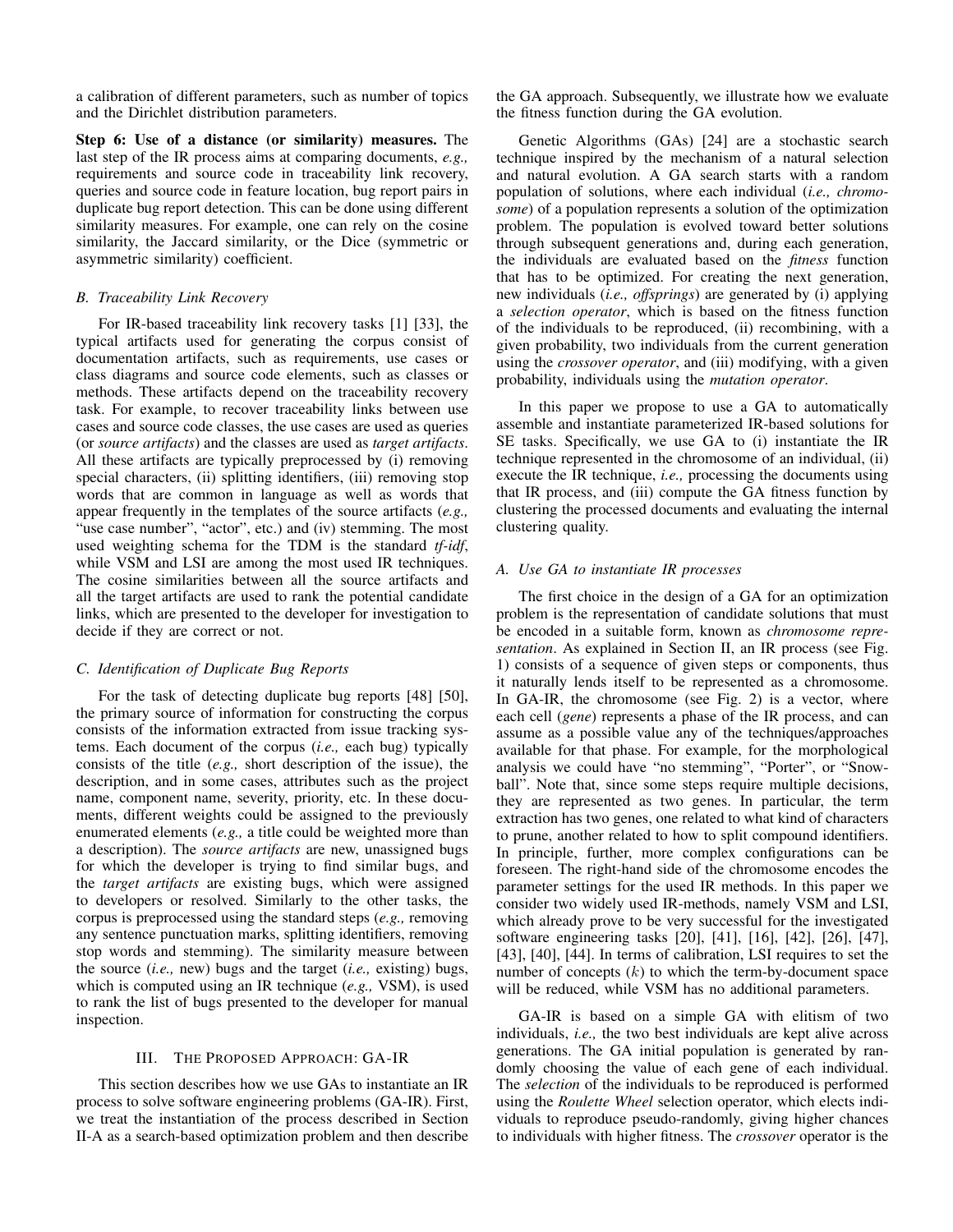a calibration of different parameters, such as number of topics and the Dirichlet distribution parameters.

**Step 6: Use of a distance (or similarity) measures.** The last step of the IR process aims at comparing documents, *e.g.,* requirements and source code in traceability link recovery, queries and source code in feature location, bug report pairs in duplicate bug report detection. This can be done using different similarity measures. For example, one can rely on the cosine similarity, the Jaccard similarity, or the Dice (symmetric or asymmetric similarity) coefficient.

### *B. Traceability Link Recovery*

For IR-based traceability link recovery tasks [1] [33], the typical artifacts used for generating the corpus consist of documentation artifacts, such as requirements, use cases or class diagrams and source code elements, such as classes or methods. These artifacts depend on the traceability recovery task. For example, to recover traceability links between use cases and source code classes, the use cases are used as queries (or *source artifacts*) and the classes are used as *target artifacts*. All these artifacts are typically preprocessed by (i) removing special characters, (ii) splitting identifiers, (iii) removing stop words that are common in language as well as words that appear frequently in the templates of the source artifacts (*e.g.,* "use case number", "actor", etc.) and (iv) stemming. The most used weighting schema for the TDM is the standard *tf-idf*, while VSM and LSI are among the most used IR techniques. The cosine similarities between all the source artifacts and all the target artifacts are used to rank the potential candidate links, which are presented to the developer for investigation to decide if they are correct or not.

### *C. Identification of Duplicate Bug Reports*

For the task of detecting duplicate bug reports [48] [50], the primary source of information for constructing the corpus consists of the information extracted from issue tracking systems. Each document of the corpus (*i.e.,* each bug) typically consists of the title (*e.g.,* short description of the issue), the description, and in some cases, attributes such as the project name, component name, severity, priority, etc. In these documents, different weights could be assigned to the previously enumerated elements (*e.g.,* a title could be weighted more than a description). The *source artifacts* are new, unassigned bugs for which the developer is trying to find similar bugs, and the *target artifacts* are existing bugs, which were assigned to developers or resolved. Similarly to the other tasks, the corpus is preprocessed using the standard steps (*e.g.,* removing any sentence punctuation marks, splitting identifiers, removing stop words and stemming). The similarity measure between the source (*i.e.,* new) bugs and the target (*i.e.,* existing) bugs, which is computed using an IR technique (*e.g.,* VSM), is used to rank the list of bugs presented to the developer for manual inspection.

## III. The Proposed Approach: GA-IR

This section describes how we use GAs to instantiate an IR process to solve software engineering problems (GA-IR). First, we treat the instantiation of the process described in Section II-A as a search-based optimization problem and then describe the GA approach. Subsequently, we illustrate how we evaluate the fitness function during the GA evolution.

Genetic Algorithms (GAs) [24] are a stochastic search technique inspired by the mechanism of a natural selection and natural evolution. A GA search starts with a random population of solutions, where each individual (*i.e., chromosome*) of a population represents a solution of the optimization problem. The population is evolved toward better solutions through subsequent generations and, during each generation, the individuals are evaluated based on the *fitness* function that has to be optimized. For creating the next generation, new individuals (*i.e., offsprings*) are generated by (i) applying a *selection operator*, which is based on the fitness function of the individuals to be reproduced, (ii) recombining, with a given probability, two individuals from the current generation using the *crossover operator*, and (iii) modifying, with a given probability, individuals using the *mutation operator*.

In this paper we propose to use a GA to automatically assemble and instantiate parameterized IR-based solutions for SE tasks. Specifically, we use GA to (i) instantiate the IR technique represented in the chromosome of an individual, (ii) execute the IR technique, *i.e.,* processing the documents using that IR process, and (iii) compute the GA fitness function by clustering the processed documents and evaluating the internal clustering quality.

### *A. Use GA to instantiate IR processes*

The first choice in the design of a GA for an optimization problem is the representation of candidate solutions that must be encoded in a suitable form, known as *chromosome representation*. As explained in Section II, an IR process (see Fig. 1) consists of a sequence of given steps or components, thus it naturally lends itself to be represented as a chromosome. In GA-IR, the chromosome (see Fig. 2) is a vector, where each cell (*gene*) represents a phase of the IR process, and can assume as a possible value any of the techniques/approaches available for that phase. For example, for the morphological analysis we could have "no stemming", "Porter", or "Snowball". Note that, since some steps require multiple decisions, they are represented as two genes. In particular, the term extraction has two genes, one related to what kind of characters to prune, another related to how to split compound identifiers. In principle, further, more complex configurations can be foreseen. The right-hand side of the chromosome encodes the parameter settings for the used IR methods. In this paper we consider two widely used IR-methods, namely VSM and LSI, which already prove to be very successful for the investigated software engineering tasks [20], [41], [16], [42], [26], [47], [43], [40], [44]. In terms of calibration, LSI requires to set the number of concepts ($k$) to which the term-by-document space will be reduced, while VSM has no additional parameters.

GA-IR is based on a simple GA with elitism of two individuals, *i.e.,* the two best individuals are kept alive across generations. The GA initial population is generated by randomly choosing the value of each gene of each individual. The *selection* of the individuals to be reproduced is performed using the *Roulette Wheel* selection operator, which elects individuals to reproduce pseudo-randomly, giving higher chances to individuals with higher fitness. The *crossover* operator is the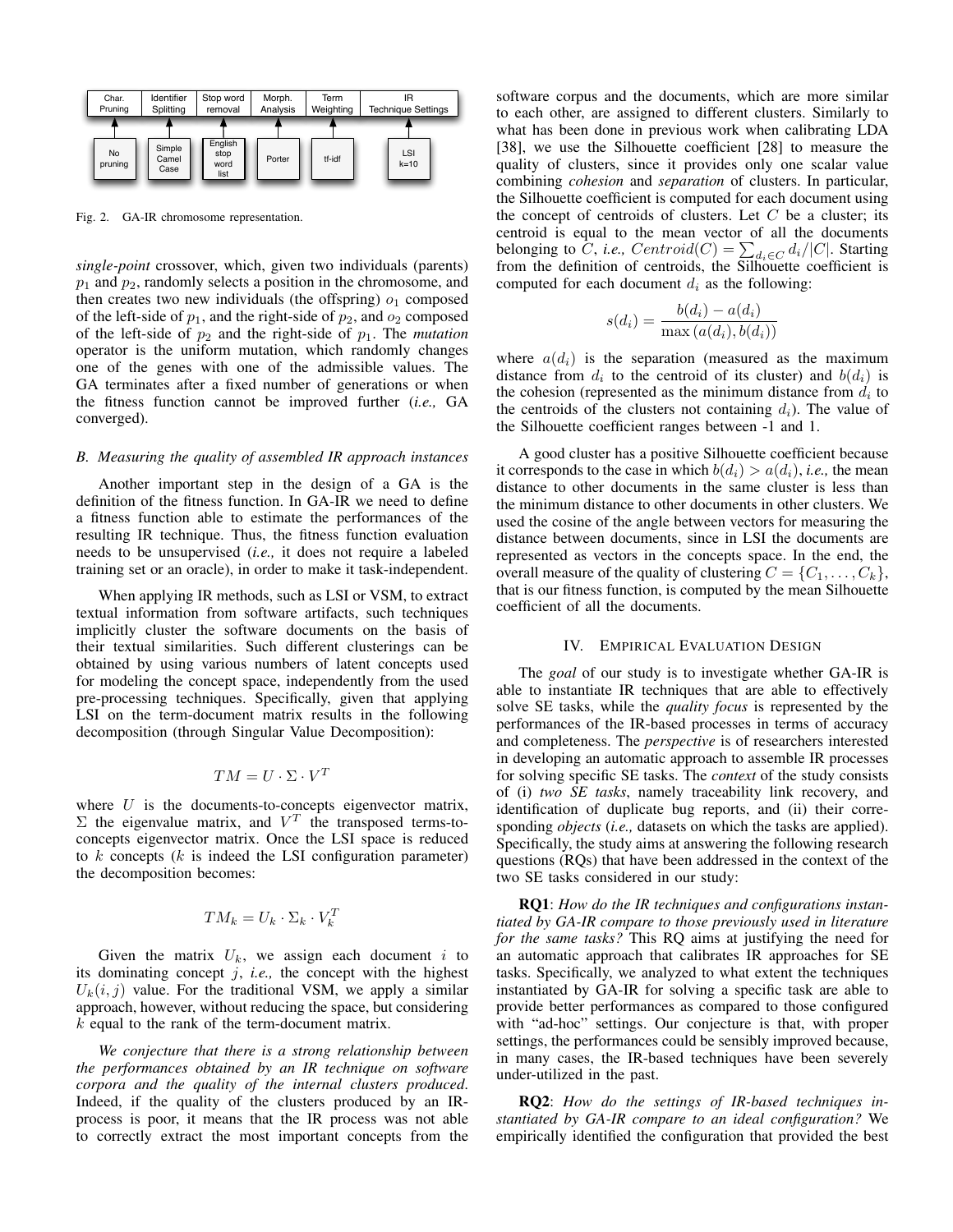| Char. Pruning | Identifier Splitting | Stop word removal | Morph. Analysis | Term Weighting | IR Technique Settings |
| --- | --- | --- | --- | --- | --- |
| No pruning | Simple Camel Case | English stop word list | Porter | tf-idf | LSI k=10 |

Fig. 2. GA-IR chromosome representation.

*single-point* crossover, which, given two individuals (parents) $p_1$ and $p_2$, randomly selects a position in the chromosome, and then creates two new individuals (the offspring) $o_1$ composed of the left-side of $p_1$, and the right-side of $p_2$, and $o_2$ composed of the left-side of $p_2$ and the right-side of $p_1$. The *mutation* operator is the uniform mutation, which randomly changes one of the genes with one of the admissible values. The GA terminates after a fixed number of generations or when the fitness function cannot be improved further (*i.e.,* GA converged).

### B. Measuring the quality of assembled IR approach instances

Another important step in the design of a GA is the definition of the fitness function. In GA-IR we need to define a fitness function able to estimate the performances of the resulting IR technique. Thus, the fitness function evaluation needs to be unsupervised (*i.e.,* it does not require a labeled training set or an oracle), in order to make it task-independent.

When applying IR methods, such as LSI or VSM, to extract textual information from software artifacts, such techniques implicitly cluster the software documents on the basis of their textual similarities. Such different clusterings can be obtained by using various numbers of latent concepts used for modeling the concept space, independently from the used pre-processing techniques. Specifically, given that applying LSI on the term-document matrix results in the following decomposition (through Singular Value Decomposition):

$$TM = U \cdot \Sigma \cdot V^T$$

where $U$ is the documents-to-concepts eigenvector matrix, $\Sigma$ the eigenvalue matrix, and $V^T$ the transposed terms-to-concepts eigenvector matrix. Once the LSI space is reduced to $k$ concepts ($k$ is indeed the LSI configuration parameter) the decomposition becomes:

$$TM_k = U_k \cdot \Sigma_k \cdot V_k^T$$

Given the matrix $U_k$, we assign each document $i$ to its dominating concept $j$, *i.e.,* the concept with the highest $U_k(i, j)$ value. For the traditional VSM, we apply a similar approach, however, without reducing the space, but considering $k$ equal to the rank of the term-document matrix.

*We conjecture that there is a strong relationship between the performances obtained by an IR technique on software corpora and the quality of the internal clusters produced.* Indeed, if the quality of the clusters produced by an IR-process is poor, it means that the IR process was not able to correctly extract the most important concepts from the software corpus and the documents, which are more similar to each other, are assigned to different clusters. Similarly to what has been done in previous work when calibrating LDA [38], we use the Silhouette coefficient [28] to measure the quality of clusters, since it provides only one scalar value combining *cohesion* and *separation* of clusters. In particular, the Silhouette coefficient is computed for each document using the concept of centroids of clusters. Let $C$ be a cluster; its centroid is equal to the mean vector of all the documents belonging to $C$, *i.e.,* $Centroid(C) = \sum_{d_i \in C} d_i / |C|$. Starting from the definition of centroids, the Silhouette coefficient is computed for each document $d_i$ as the following:

$$s(d_i) = \frac{b(d_i) - a(d_i)}{\max(a(d_i), b(d_i))}$$

where $a(d_i)$ is the separation (measured as the maximum distance from $d_i$ to the centroid of its cluster) and $b(d_i)$ is the cohesion (represented as the minimum distance from $d_i$ to the centroids of the clusters not containing $d_i$). The value of the Silhouette coefficient ranges between -1 and 1.

A good cluster has a positive Silhouette coefficient because it corresponds to the case in which $b(d_i) > a(d_i)$, *i.e.,* the mean distance to other documents in the same cluster is less than the minimum distance to other documents in other clusters. We used the cosine of the angle between vectors for measuring the distance between documents, since in LSI the documents are represented as vectors in the concepts space. In the end, the overall measure of the quality of clustering $C = \{C_1, \ldots, C_k\}$, that is our fitness function, is computed by the mean Silhouette coefficient of all the documents.

## IV. Empirical Evaluation Design

The *goal* of our study is to investigate whether GA-IR is able to instantiate IR techniques that are able to effectively solve SE tasks, while the *quality focus* is represented by the performances of the IR-based processes in terms of accuracy and completeness. The *perspective* is of researchers interested in developing an automatic approach to assemble IR processes for solving specific SE tasks. The *context* of the study consists of (i) *two SE tasks*, namely traceability link recovery, and identification of duplicate bug reports, and (ii) their corresponding *objects* (*i.e.,* datasets on which the tasks are applied). Specifically, the study aims at answering the following research questions (RQs) that have been addressed in the context of the two SE tasks considered in our study:

**RQ1**: *How do the IR techniques and configurations instantiated by GA-IR compare to those previously used in literature for the same tasks?* This RQ aims at justifying the need for an automatic approach that calibrates IR approaches for SE tasks. Specifically, we analyzed to what extent the IR techniques instantiated by GA-IR for solving a specific task are able to provide better performances as compared to those configured with "ad-hoc" settings. Our conjecture is that, with proper settings, the performances could be sensibly improved because, in many cases, the IR-based techniques have been severely under-utilized in the past.

**RQ2**: *How do the settings of IR-based techniques instantiated by GA-IR compare to an ideal configuration?* We empirically identified the configuration that provided the best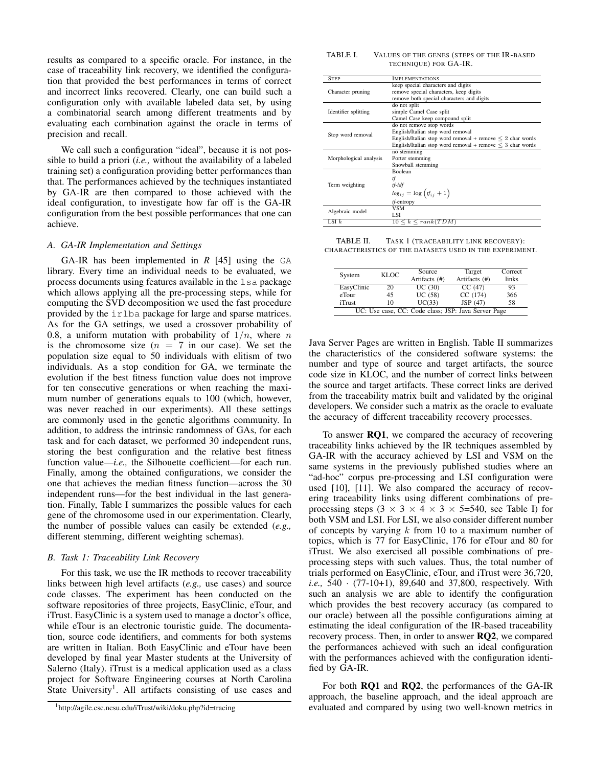results as compared to a specific oracle. For instance, in the case of traceability link recovery, we identified the configuration that provided the best performances in terms of correct and incorrect links recovered. Clearly, one can build such a configuration only with available labeled data set, by using a combinatorial search among different treatments and by evaluating each combination against the oracle in terms of precision and recall.

We call such a configuration "ideal", because it is not possible to build a priori (*i.e.,* without the availability of a labeled training set) a configuration providing better performances than that. The performances achieved by the techniques instantiated by GA-IR are then compared to those achieved with the ideal configuration, to investigate how far off is the GA-IR configuration from the best possible performances that one can achieve.

### *A. GA-IR Implementation and Settings*

GA-IR has been implemented in *R* [45] using the `GA` library. Every time an individual needs to be evaluated, we process documents using features available in the `lsa` package which allows applying all the pre-processing steps, while for computing the SVD decomposition we used the fast procedure provided by the `irlba` package for large and sparse matrices. As for the GA settings, we used a crossover probability of 0.8, a uniform mutation with probability of $1/n$, where $n$ is the chromosome size ($n = 7$ in our case). We set the population size equal to 50 individuals with elitism of two individuals. As a stop condition for GA, we terminate the evolution if the best fitness function value does not improve for ten consecutive generations or when reaching the maximum number of generations equals to 100 (which, however, was never reached in our experiments). All these settings are commonly used in the genetic algorithms community. In addition, to address the intrinsic randomness of GAs, for each task and for each dataset, we performed 30 independent runs, storing the best configuration and the relative best fitness function value—*i.e.,* the Silhouette coefficient—for each run. Finally, among the obtained configurations, we consider the one that achieves the median fitness function—across the 30 independent runs—for the best individual in the last generation. Finally, Table I summarizes the possible values for each gene of the chromosome used in our experimentation. Clearly, the number of possible values can easily be extended (*e.g.,* different stemming, different weighting schemas).

TABLE I. VALUES OF THE GENES (STEPS OF THE IR-BASED TECHNIQUE) FOR GA-IR.

| STEP | IMPLEMENTATIONS |
|---|---|
| Character pruning | keep special characters and digits |
| | remove special characters, keep digits |
| | remove both special characters and digits |
| Identifier splitting | do not split |
| | simple Camel Case split |
| | Camel Case keep compound split |
| Stop word removal | do not remove stop words |
| | English/Italian stop word removal |
| | English/Italian stop word removal + remove $\leq 2$ char words |
| | English/Italian stop word removal + remove $\leq 3$ char words |
| Morphological analysis | no stemming |
| | Porter stemming |
| | Snowball stemming |
| Term weighting | Boolean |
| | *tf* |
| | *tf-idf* |
| | $log_{ij} = \log\left(tf_{ij} + 1\right)$ |
| | *tf*-entropy |
| Algebraic model | VSM |
| | LSI |
| LSI $k$ | $10 \leq k \leq rank(TDM)$ |

TABLE II. TASK 1 (TRACEABILITY LINK RECOVERY): CHARACTERISTICS OF THE DATASETS USED IN THE EXPERIMENT.

| System | KLOC | Source Artifacts (#) | Target Artifacts (#) | Correct links |
|---|---|---|---|---|
| EasyClinic | 20 | UC (30) | CC (47) | 93 |
| eTour | 45 | UC (58) | CC (174) | 366 |
| iTrust | 10 | UC(33) | JSP (47) | 58 |

UC: Use case, CC: Code class; JSP: Java Server Page

### *B. Task 1: Traceability Link Recovery*

For this task, we use the IR methods to recover traceability links between high level artifacts (*e.g.,* use cases) and source code classes. The experiment has been conducted on the software repositories of three projects, EasyClinic, eTour, and iTrust. EasyClinic is a system used to manage a doctor's office, while eTour is an electronic touristic guide. The documentation, source code identifiers, and comments for both systems are written in Italian. Both EasyClinic and eTour have been developed by final year Master students at the University of Salerno (Italy). iTrust is a medical application used as a class project for Software Engineering courses at North Carolina State University[1]. All artifacts consisting of use cases and Java Server Pages are written in English. Table II summarizes the characteristics of the considered software systems: the number and type of source and target artifacts, the source code size in KLOC, and the number of correct links between the source and target artifacts. These correct links are derived from the traceability matrix built and validated by the original developers. We consider such a matrix as the oracle to evaluate the accuracy of different traceability recovery processes.

To answer **RQ1**, we compared the accuracy of recovering traceability links achieved by the IR techniques assembled by GA-IR with the accuracy achieved by LSI and VSM on the same systems in the previously published studies where an "ad-hoc" corpus pre-processing and LSI configuration were used [10], [11]. We also compared the accuracy of recovering traceability links using different combinations of pre-processing steps ($3 \times 3 \times 4 \times 3 \times 5$=540, see Table I) for both VSM and LSI. For LSI, we also consider different number of concepts by varying $k$ from 10 to a maximum number of topics, which is 77 for EasyClinic, 176 for eTour and 80 for iTrust. We also exercised all possible combinations of pre-processing steps with such values. Thus, the total number of trials performed on EasyClinic, eTour, and iTrust were 36,720, *i.e.,* $540 \cdot (77\text{-}10\text{+}1)$, 89,640 and 37,800, respectively. With such an analysis we are able to identify the configuration which provides the best recovery accuracy (as compared to our oracle) between all the possible configurations aiming at estimating the ideal configuration of the IR-based traceability recovery process. Then, in order to answer **RQ2**, we compared the performances achieved with such an ideal configuration with the performances achieved with the configuration identified by GA-IR.

For both **RQ1** and **RQ2**, the performances of the GA-IR approach, the baseline approach, and the ideal approach are evaluated and compared by using two well-known metrics in

[1] http://agile.csc.ncsu.edu/iTrust/wiki/doku.php?id=tracing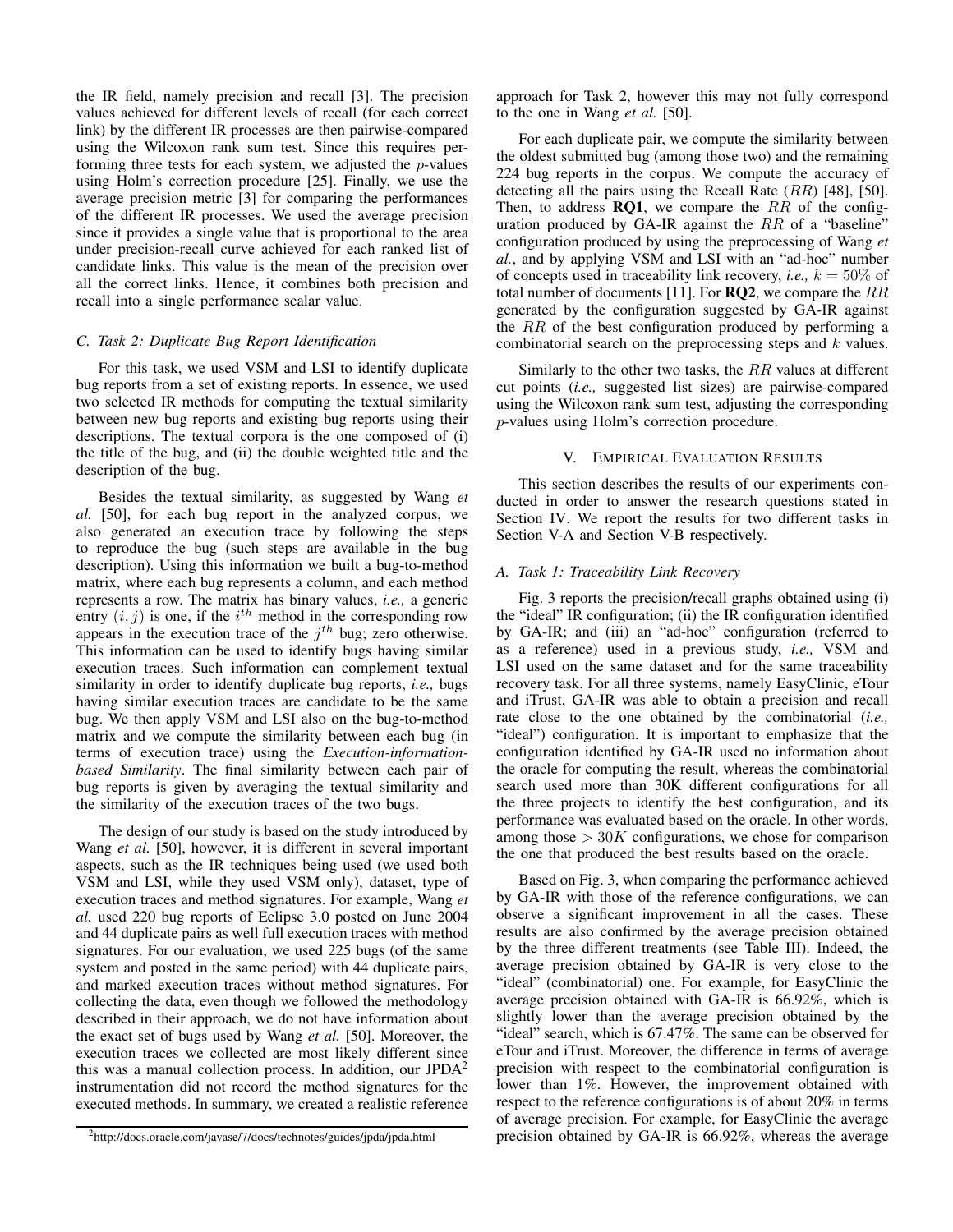the IR field, namely precision and recall [3]. The precision values achieved for different levels of recall (for each correct link) by the different IR processes are then pairwise-compared using the Wilcoxon rank sum test. Since this requires performing three tests for each system, we adjusted the $p$-values using Holm's correction procedure [25]. Finally, we use the average precision metric [3] for comparing the performances of the different IR processes. We used the average precision since it provides a single value that is proportional to the area under precision-recall curve achieved for each ranked list of candidate links. This value is the mean of the precision over all the correct links. Hence, it combines both precision and recall into a single performance scalar value.

### *C. Task 2: Duplicate Bug Report Identification*

For this task, we used VSM and LSI to identify duplicate bug reports from a set of existing reports. In essence, we used two selected IR methods for computing the textual similarity between new bug reports and existing bug reports using their descriptions. The textual corpora is the one composed of (i) the title of the bug, and (ii) the double weighted title and the description of the bug.

Besides the textual similarity, as suggested by Wang *et al.* [50], for each bug report in the analyzed corpus, we also generated an execution trace by following the steps to reproduce the bug (such steps are available in the bug description). Using this information we built a bug-to-method matrix, where each bug represents a column, and each method represents a row. The matrix has binary values, *i.e.,* a generic entry $(i, j)$ is one, if the $i^{th}$ method in the corresponding row appears in the execution trace of the $j^{th}$ bug; zero otherwise. This information can be used to identify bugs having similar execution traces. Such information can complement textual similarity in order to identify duplicate bug reports, *i.e.,* bugs having similar execution traces are candidate to be the same bug. We then apply VSM and LSI also on the bug-to-method matrix and we compute the similarity between each bug (in terms of execution trace) using the *Execution-information-based Similarity*. The final similarity between each pair of bug reports is given by averaging the textual similarity and the similarity of the execution traces of the two bugs.

The design of our study is based on the study introduced by Wang *et al.* [50], however, it is different in several important aspects, such as the IR techniques being used (we used both VSM and LSI, while they used VSM only), dataset, type of execution traces and method signatures. For example, Wang *et al.* used 220 bug reports of Eclipse 3.0 posted on June 2004 and 44 duplicate pairs as well full execution traces with method signatures. For our evaluation, we used 225 bugs (of the same system and posted in the same period) with 44 duplicate pairs, and marked execution traces without method signatures. For collecting the data, even though we followed the methodology described in their approach, we do not have information about the exact set of bugs used by Wang *et al.* [50]. Moreover, the execution traces we collected are most likely different since this was a manual collection process. In addition, our JPDA[2] instrumentation did not record the method signatures for the executed methods. In summary, we created a realistic reference approach for Task 2, however this may not fully correspond to the one in Wang *et al.* [50].

For each duplicate pair, we compute the similarity between the oldest submitted bug (among those two) and the remaining 224 bug reports in the corpus. We compute the accuracy of detecting all the pairs using the Recall Rate ($RR$) [48], [50]. Then, to address **RQ1**, we compare the $RR$ of the configuration produced by GA-IR against the $RR$ of a "baseline" configuration produced by using the preprocessing of Wang *et al.*, and by applying VSM and LSI with an "ad-hoc" number of concepts used in traceability link recovery, *i.e.,* $k = 50\%$ of total number of documents [11]. For **RQ2**, we compare the $RR$ generated by the configuration suggested by GA-IR against the $RR$ of the best configuration produced by performing a combinatorial search on the preprocessing steps and $k$ values.

Similarly to the other two tasks, the $RR$ values at different cut points (*i.e.,* suggested list sizes) are pairwise-compared using the Wilcoxon rank sum test, adjusting the corresponding $p$-values using Holm's correction procedure.

## V. Empirical Evaluation Results

This section describes the results of our experiments conducted in order to answer the research questions stated in Section IV. We report the results for two different tasks in Section V-A and Section V-B respectively.

### *A. Task 1: Traceability Link Recovery*

Fig. 3 reports the precision/recall graphs obtained using (i) the "ideal" IR configuration; (ii) the IR configuration identified by GA-IR; and (iii) an "ad-hoc" configuration (referred to as a reference) used in a previous study, *i.e.,* VSM and LSI used on the same dataset and for the same traceability recovery task. For all three systems, namely EasyClinic, eTour and iTrust, GA-IR was able to obtain a precision and recall rate close to the one obtained by the combinatorial (*i.e.,* "ideal") configuration. It is important to emphasize that the configuration identified by GA-IR used no information about the oracle for computing the result, whereas the combinatorial search used more than 30K different configurations for all the three projects to identify the best configuration, and its performance was evaluated based on the oracle. In other words, among those $> 30K$ configurations, we chose for comparison the one that produced the best results based on the oracle.

Based on Fig. 3, when comparing the performance achieved by GA-IR with those of the reference configurations, we can observe a significant improvement in all the cases. These results are also confirmed by the average precision obtained by the three different treatments (see Table III). Indeed, the average precision obtained by GA-IR is very close to the "ideal" (combinatorial) one. For example, for EasyClinic the average precision obtained with GA-IR is 66.92%, which is slightly lower than the average precision obtained by the "ideal" search, which is 67.47%. The same can be observed for eTour and iTrust. Moreover, the difference in terms of average precision with respect to the combinatorial configuration is lower than 1%. However, the improvement obtained with respect to the reference configurations is of about 20% in terms of average precision. For example, for EasyClinic the average precision obtained by GA-IR is 66.92%, whereas the average

[2] http://docs.oracle.com/javase/7/docs/technotes/guides/jpda/jpda.html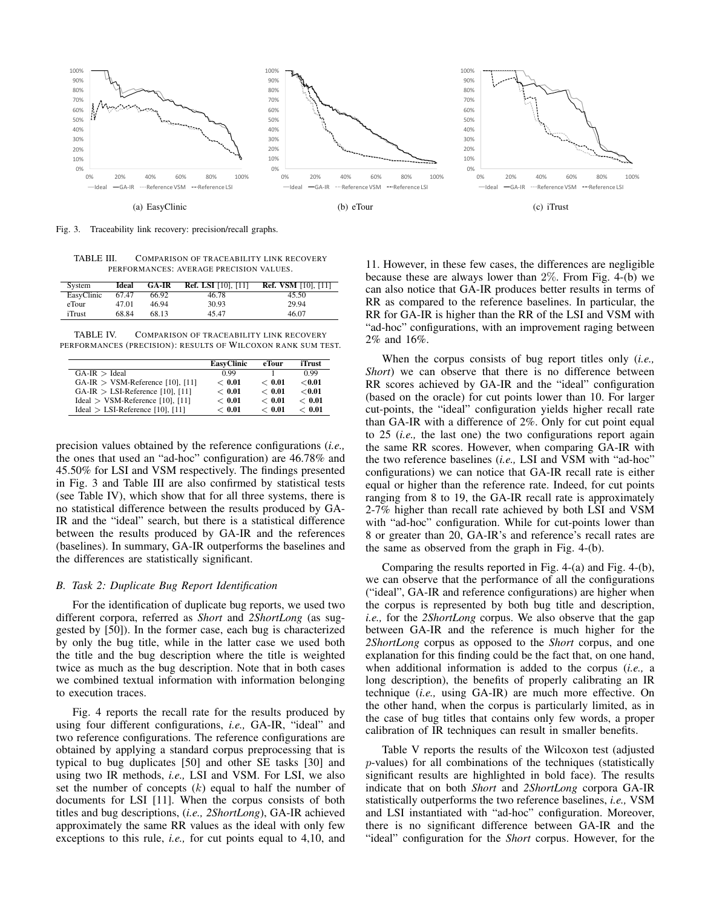(a) EasyClinic

(b) eTour

(c) iTrust

Fig. 3. Traceability link recovery: precision/recall graphs.

TABLE III. COMPARISON OF TRACEABILITY LINK RECOVERY PERFORMANCES: AVERAGE PRECISION VALUES.

| System | Ideal | GA-IR | Ref. LSI [10], [11] | Ref. VSM [10], [11] |
|---|---|---|---|---|
| EasyClinic | 67.47 | 66.92 | 46.78 | 45.50 |
| eTour | 47.01 | 46.94 | 30.93 | 29.94 |
| iTrust | 68.84 | 68.13 | 45.47 | 46.07 |

TABLE IV. COMPARISON OF TRACEABILITY LINK RECOVERY PERFORMANCES (PRECISION): RESULTS OF WILCOXON RANK SUM TEST.

| | EasyClinic | eTour | iTrust |
|---|---|---|---|
| GA-IR > Ideal | 0.99 | 1 | 0.99 |
| GA-IR > VSM-Reference [10], [11] | **< 0.01** | **< 0.01** | **<0.01** |
| GA-IR > LSI-Reference [10], [11] | **< 0.01** | **< 0.01** | **<0.01** |
| Ideal > VSM-Reference [10], [11] | **< 0.01** | **< 0.01** | **< 0.01** |
| Ideal > LSI-Reference [10], [11] | **< 0.01** | **< 0.01** | **< 0.01** |

precision values obtained by the reference configurations (*i.e.,* the ones that used an "ad-hoc" configuration) are 46.78% and 45.50% for LSI and VSM respectively. The findings presented in Fig. 3 and Table III are also confirmed by statistical tests (see Table IV), which show that for all three systems, there is no statistical difference between the results produced by GA-IR and the "ideal" search, but there is a statistical difference between the results produced by GA-IR and the references (baselines). In summary, GA-IR outperforms the baselines and the differences are statistically significant.

### B. Task 2: Duplicate Bug Report Identification

For the identification of duplicate bug reports, we used two different corpora, referred as *Short* and *2ShortLong* (as suggested by [50]). In the former case, each bug is characterized by only the bug title, while in the latter case we used both the title and the bug description where the title is weighted twice as much as the bug description. Note that in both cases we combined textual information with information belonging to execution traces.

Fig. 4 reports the recall rate for the results produced by using four different configurations, *i.e.,* GA-IR, "ideal" and two reference configurations. The reference configurations are obtained by applying a standard corpus preprocessing that is typical to bug duplicates [50] and other SE tasks [30] and using two IR methods, *i.e.,* LSI and VSM. For LSI, we also set the number of concepts ($k$) equal to half the number of documents for LSI [11]. When the corpus consists of both titles and bug descriptions, (*i.e., 2ShortLong*), GA-IR achieved approximately the same RR values as the ideal with only few exceptions to this rule, *i.e.,* for cut points equal to 4,10, and 11. However, in these few cases, the differences are negligible because these are always lower than 2%. From Fig. 4-(b) we can also notice that GA-IR produces better results in terms of RR as compared to the reference baselines. In particular, the RR for GA-IR is higher than the RR of the LSI and VSM with "ad-hoc" configurations, with an improvement raging between 2% and 16%.

When the corpus consists of bug report titles only (*i.e., Short*) we can observe that there is no difference between RR scores achieved by GA-IR and the "ideal" configuration (based on the oracle) for cut points lower than 10. For larger cut-points, the "ideal" configuration yields higher recall rate than GA-IR with a difference of 2%. Only for cut point equal to 25 (*i.e.,* the last one) the two configurations report again the same RR scores. However, when comparing GA-IR with the two reference baselines (*i.e.,* LSI and VSM with "ad-hoc" configurations) we can notice that GA-IR recall rate is either equal or higher than the reference rate. Indeed, for cut points ranging from 8 to 19, the GA-IR recall rate is approximately 2-7% higher than recall rate achieved by both LSI and VSM with "ad-hoc" configuration. While for cut-points lower than 8 or greater than 20, GA-IR's and reference's recall rates are the same as observed from the graph in Fig. 4-(b).

Comparing the results reported in Fig. 4-(a) and Fig. 4-(b), we can observe that the performance of all the configurations ("ideal", GA-IR and reference configurations) are higher when the corpus is represented by both bug title and description, *i.e.,* for the *2ShortLong* corpus. We also observe that the gap between GA-IR and the reference is much higher for the *2ShortLong* corpus as opposed to the *Short* corpus, and one explanation for this finding could be the fact that, on one hand, when additional information is added to the corpus (*i.e.,* a long description), the benefits of properly calibrating an IR technique (*i.e.,* using GA-IR) are much more effective. On the other hand, when the corpus is particularly limited, as in the case of bug titles that contains only few words, a proper calibration of IR techniques can result in smaller benefits.

Table V reports the results of the Wilcoxon test (adjusted $p$-values) for all combinations of the techniques (statistically significant results are highlighted in bold face). The results indicate that on both *Short* and *2ShortLong* corpora GA-IR statistically outperforms the two reference baselines, *i.e.,* VSM and LSI instantiated with "ad-hoc" configuration. Moreover, there is no significant difference between GA-IR and the "ideal" configuration for the *Short* corpus. However, for the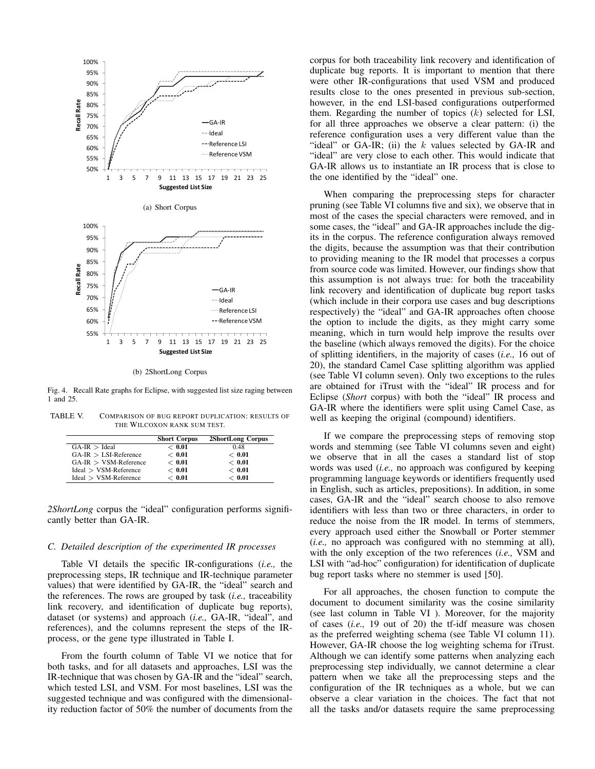(a) Short Corpus

(b) 2ShortLong Corpus

Fig. 4. Recall Rate graphs for Eclipse, with suggested list size raging between 1 and 25.

TABLE V. COMPARISON OF BUG REPORT DUPLICATION: RESULTS OF THE WILCOXON RANK SUM TEST.

| | Short Corpus | 2ShortLong Corpus |
|---|---|---|
| GA-IR > Ideal | **< 0.01** | 0.48 |
| GA-IR > LSI-Reference | **< 0.01** | **< 0.01** |
| GA-IR > VSM-Reference | **< 0.01** | **< 0.01** |
| Ideal > VSM-Reference | **< 0.01** | **< 0.01** |
| Ideal > VSM-Reference | **< 0.01** | **< 0.01** |

*2ShortLong* corpus the "ideal" configuration performs significantly better than GA-IR.

### C. Detailed description of the experimented IR processes

Table VI details the specific IR-configurations (*i.e.,* the preprocessing steps, IR technique and IR-technique parameter values) that were identified by GA-IR, the "ideal" search and the references. The rows are grouped by task (*i.e.,* traceability link recovery, and identification of duplicate bug reports), dataset (or systems) and approach (*i.e.,* GA-IR, "ideal", and references), and the columns represent the steps of the IR-process, or the gene type illustrated in Table I.

From the fourth column of Table VI we notice that for both tasks, and for all datasets and approaches, LSI was the IR-technique that was chosen by GA-IR and the "ideal" search, which tested LSI, and VSM. For most baselines, LSI was the suggested technique and was configured with the dimensionality reduction factor of 50% the number of documents from the corpus for both traceability link recovery and identification of duplicate bug reports. It is important to mention that there were other IR-configurations that used VSM and produced results close to the ones presented in previous sub-section, however, in the end LSI-based configurations outperformed them. Regarding the number of topics ($k$) selected for LSI, for all three approaches we observe a clear pattern: (i) the reference configuration uses a very different value than the "ideal" or GA-IR; (ii) the $k$ values selected by GA-IR and "ideal" are very close to each other. This would indicate that GA-IR allows us to instantiate an IR process that is close to the one identified by the "ideal" one.

When comparing the preprocessing steps for character pruning (see Table VI columns five and six), we observe that in most of the cases the special characters were removed, and in some cases, the "ideal" and GA-IR approaches include the digits in the corpus. The reference configuration always removed the digits, because the assumption was that their contribution to providing meaning to the IR model that processes a corpus from source code was limited. However, our findings show that this assumption is not always true: for both the traceability link recovery and identification of duplicate bug report tasks (which include in their corpora use cases and bug descriptions respectively) the "ideal" and GA-IR approaches often choose the option to include the digits, as they might carry some meaning, which in turn would help improve the results over the baseline (which always removed the digits). For the choice of splitting identifiers, in the majority of cases (*i.e.,* 16 out of 20), the standard Camel Case splitting algorithm was applied (see Table VI column seven). Only two exceptions to the rules are obtained for iTrust with the "ideal" IR process and for Eclipse (*Short* corpus) with both the "ideal" IR process and GA-IR where the identifiers were split using Camel Case, as well as keeping the original (compound) identifiers.

If we compare the preprocessing steps of removing stop words and stemming (see Table VI columns seven and eight) we observe that in all the cases a standard list of stop words was used (*i.e.,* no approach was configured by keeping programming language keywords or identifiers frequently used in English, such as articles, prepositions). In addition, in some cases, GA-IR and the "ideal" search choose to also remove identifiers with less than two or three characters, in order to reduce the noise from the IR model. In terms of stemmers, every approach used either the Snowball or Porter stemmer (*i.e.,* no approach was configured with no stemming at all), with the only exception of the two references (*i.e.,* VSM and LSI with "ad-hoc" configuration) for identification of duplicate bug report tasks where no stemmer is used [50].

For all approaches, the chosen function to compute the document to document similarity was the cosine similarity (see last column in Table VI ). Moreover, for the majority of cases (*i.e.,* 19 out of 20) the tf-idf measure was chosen as the preferred weighting schema (see Table VI column 11). However, GA-IR choose the log weighting schema for iTrust. Although we can identify some patterns when analyzing each preprocessing step individually, we cannot determine a clear pattern when we take all the preprocessing steps and the configuration of the IR techniques as a whole, but we can observe a clear variation in the choices. The fact that not all the tasks and/or datasets require the same preprocessing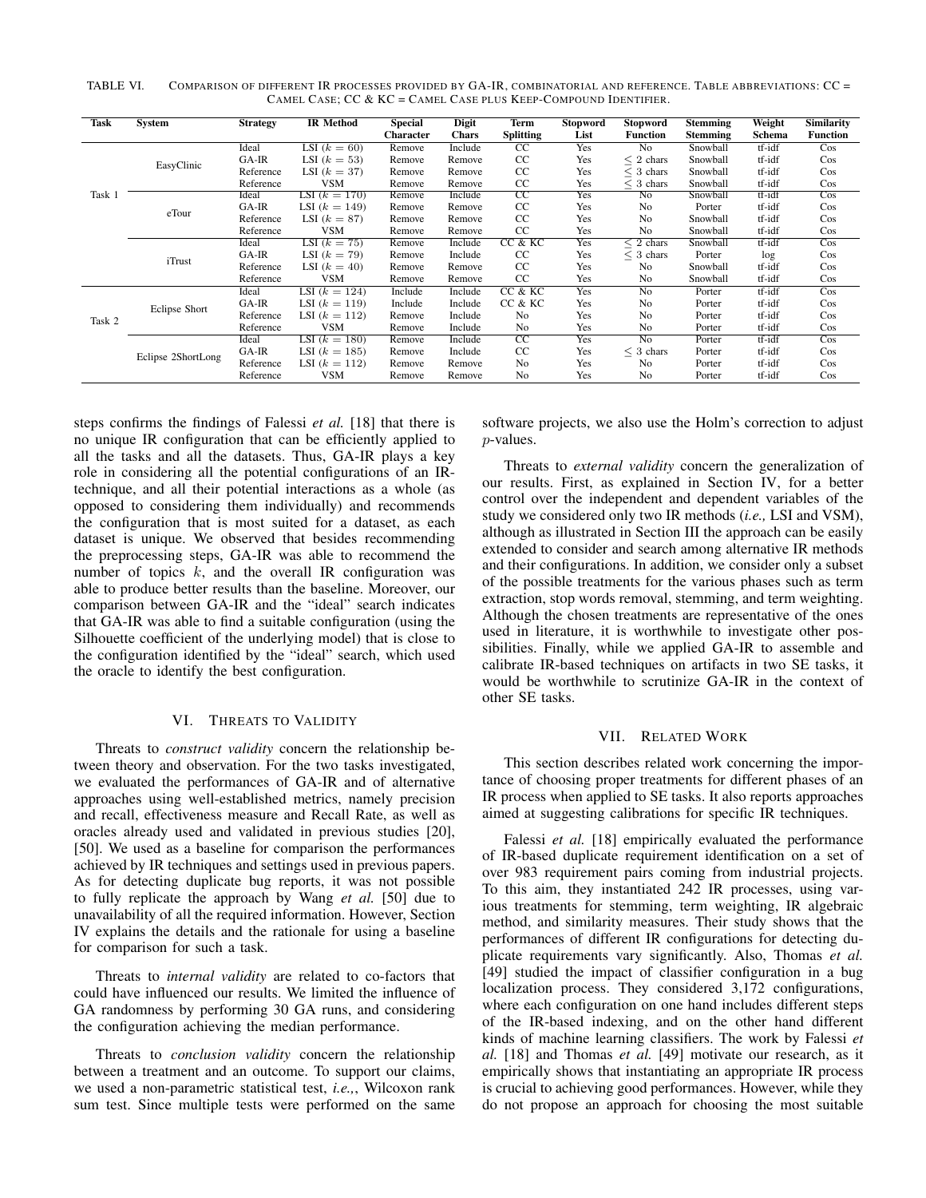TABLE VI. COMPARISON OF DIFFERENT IR PROCESSES PROVIDED BY GA-IR, COMBINATORIAL AND REFERENCE. TABLE ABBREVIATIONS: CC = CAMEL CASE; CC & KC = CAMEL CASE PLUS KEEP-COMPOUND IDENTIFIER.

| Task | System | Strategy | IR Method | Special Character | Digit Chars | Term Splitting | Stopword List | Stopword Function | Stemming Stemming | Weight Schema | Similarity Function |
|---|---|---|---|---|---|---|---|---|---|---|---|
| Task 1 | EasyClinic | Ideal | LSI ($k = 60$) | Remove | Include | CC | Yes | No | Snowball | tf-idf | Cos |
| | | GA-IR | LSI ($k = 53$) | Remove | Remove | CC | Yes | $\leq$ 2 chars | Snowball | tf-idf | Cos |
| | | Reference | LSI ($k = 37$) | Remove | Remove | CC | Yes | $\leq$ 3 chars | Snowball | tf-idf | Cos |
| | | Reference | VSM | Remove | Remove | CC | Yes | $\leq$ 3 chars | Snowball | tf-idf | Cos |
| | eTour | Ideal | LSI ($k = 170$) | Remove | Include | CC | Yes | No | Snowball | tf-idf | Cos |
| | | GA-IR | LSI ($k = 149$) | Remove | Remove | CC | Yes | No | Porter | tf-idf | Cos |
| | | Reference | LSI ($k = 87$) | Remove | Remove | CC | Yes | No | Snowball | tf-idf | Cos |
| | | Reference | VSM | Remove | Remove | CC | Yes | No | Snowball | tf-idf | Cos |
| | iTrust | Ideal | LSI ($k = 75$) | Remove | Include | CC & KC | Yes | $\leq$ 2 chars | Snowball | tf-idf | Cos |
| | | GA-IR | LSI ($k = 79$) | Remove | Include | CC | Yes | $\leq$ 3 chars | Porter | log | Cos |
| | | Reference | LSI ($k = 40$) | Remove | Remove | CC | Yes | No | Snowball | tf-idf | Cos |
| | | Reference | VSM | Remove | Remove | CC | Yes | No | Snowball | tf-idf | Cos |
| Task 2 | Eclipse Short | Ideal | LSI ($k = 124$) | Include | Include | CC & KC | Yes | No | Porter | tf-idf | Cos |
| | | GA-IR | LSI ($k = 119$) | Include | Include | CC & KC | Yes | No | Porter | tf-idf | Cos |
| | | Reference | LSI ($k = 112$) | Remove | Include | No | Yes | No | Porter | tf-idf | Cos |
| | | Reference | VSM | Remove | Include | No | Yes | No | Porter | tf-idf | Cos |
| | Eclipse 2ShortLong | Ideal | LSI ($k = 180$) | Remove | Include | CC | Yes | No | Porter | tf-idf | Cos |
| | | GA-IR | LSI ($k = 185$) | Remove | Include | CC | Yes | $\leq$ 3 chars | Porter | tf-idf | Cos |
| | | Reference | LSI ($k = 112$) | Remove | Remove | No | Yes | No | Porter | tf-idf | Cos |
| | | Reference | VSM | Remove | Remove | No | Yes | No | Porter | tf-idf | Cos |

steps confirms the findings of Falessi *et al.* [18] that there is no unique IR configuration that can be efficiently applied to all the tasks and all the datasets. Thus, GA-IR plays a key role in considering all the potential configurations of an IR-technique, and all their potential interactions as a whole (as opposed to considering them individually) and recommends the configuration that is most suited for a dataset, as each dataset is unique. We observed that besides recommending the preprocessing steps, GA-IR was able to recommend the number of topics $k$, and the overall IR configuration was able to produce better results than the baseline. Moreover, our comparison between GA-IR and the "ideal" search indicates that GA-IR was able to find a suitable configuration (using the Silhouette coefficient of the underlying model) that is close to the configuration identified by the "ideal" search, which used the oracle to identify the best configuration.

## VI. THREATS TO VALIDITY

Threats to *construct validity* concern the relationship between theory and observation. For the two tasks investigated, we evaluated the performances of GA-IR and of alternative approaches using well-established metrics, namely precision and recall, effectiveness measure and Recall Rate, as well as oracles already used and validated in previous studies [20], [50]. We used as a baseline for comparison the performances achieved by IR techniques and settings used in previous papers. As for detecting duplicate bug reports, it was not possible to fully replicate the approach by Wang *et al.* [50] due to unavailability of all the required information. However, Section IV explains the details and the rationale for using a baseline for comparison for such a task.

Threats to *internal validity* are related to co-factors that could have influenced our results. We limited the influence of GA randomness by performing 30 GA runs, and considering the configuration achieving the median performance.

Threats to *conclusion validity* concern the relationship between a treatment and an outcome. To support our claims, we used a non-parametric statistical test, *i.e.,*, Wilcoxon rank sum test. Since multiple tests were performed on the same software projects, we also use the Holm's correction to adjust $p$-values.

Threats to *external validity* concern the generalization of our results. First, as explained in Section IV, for a better control over the independent and dependent variables of the study we considered only two IR methods (*i.e.,* LSI and VSM), although as illustrated in Section III the approach can be easily extended to consider and search among alternative IR methods and their configurations. In addition, we consider only a subset of the possible treatments for the various phases such as term extraction, stop words removal, stemming, and term weighting. Although the chosen treatments are representative of the ones used in literature, it is worthwhile to investigate other possibilities. Finally, while we applied GA-IR to assemble and calibrate IR-based techniques on artifacts in two SE tasks, it would be worthwhile to scrutinize GA-IR in the context of other SE tasks.

## VII. RELATED WORK

This section describes related work concerning the importance of choosing proper treatments for different phases of an IR process when applied to SE tasks. It also reports approaches aimed at suggesting calibrations for specific IR techniques.

Falessi *et al.* [18] empirically evaluated the performance of IR-based duplicate requirement identification on a set of over 983 requirement pairs coming from industrial projects. To this aim, they instantiated 242 IR processes, using various treatments for stemming, term weighting, IR algebraic method, and similarity measures. Their study shows that the performances of different IR configurations for detecting duplicate requirements vary significantly. Also, Thomas *et al.* [49] studied the impact of classifier configuration in a bug localization process. They considered 3,172 configurations, where each configuration on one hand includes different steps of the IR-based indexing, and on the other hand different kinds of machine learning classifiers. The work by Falessi *et al.* [18] and Thomas *et al.* [49] motivate our research, as it empirically shows that instantiating an appropriate IR process is crucial to achieving good performances. However, while they do not propose an approach for choosing the most suitable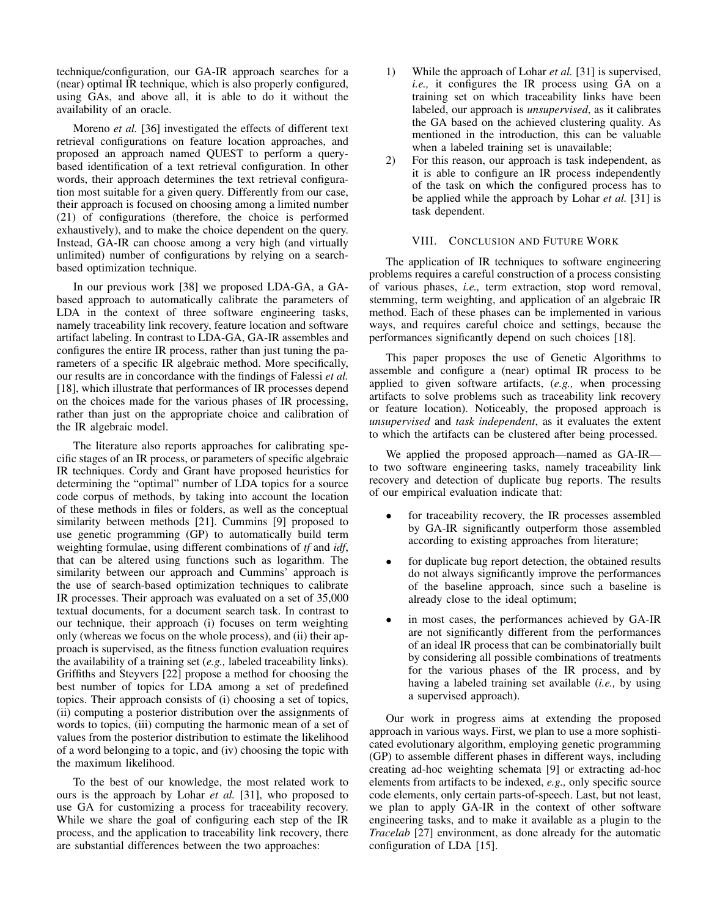technique/configuration, our GA-IR approach searches for a (near) optimal IR technique, which is also properly configured, using GAs, and above all, it is able to do it without the availability of an oracle.

Moreno *et al.* [36] investigated the effects of different text retrieval configurations on feature location approaches, and proposed an approach named QUEST to perform a query-based identification of a text retrieval configuration. In other words, their approach determines the text retrieval configuration most suitable for a given query. Differently from our case, their approach is focused on choosing among a limited number (21) of configurations (therefore, the choice is performed exhaustively), and to make the choice dependent on the query. Instead, GA-IR can choose among a very high (and virtually unlimited) number of configurations by relying on a search-based optimization technique.

In our previous work [38] we proposed LDA-GA, a GA-based approach to automatically calibrate the parameters of LDA in the context of three software engineering tasks, namely traceability link recovery, feature location and software artifact labeling. In contrast to LDA-GA, GA-IR assembles and configures the entire IR process, rather than just tuning the parameters of a specific IR algebraic method. More specifically, our results are in concordance with the findings of Falessi *et al.* [18], which illustrate that performances of IR processes depend on the choices made for the various phases of IR processing, rather than just on the appropriate choice and calibration of the IR algebraic model.

The literature also reports approaches for calibrating specific stages of an IR process, or parameters of specific algebraic IR techniques. Cordy and Grant have proposed heuristics for determining the "optimal" number of LDA topics for a source code corpus of methods, by taking into account the location of these methods in files or folders, as well as the conceptual similarity between methods [21]. Cummins [9] proposed to use genetic programming (GP) to automatically build term weighting formulae, using different combinations of *tf* and *idf*, that can be altered using functions such as logarithm. The similarity between our approach and Cummins' approach is the use of search-based optimization techniques to calibrate IR processes. Their approach was evaluated on a set of 35,000 textual documents, for a document search task. In contrast to our technique, their approach (i) focuses on term weighting only (whereas we focus on the whole process), and (ii) their approach is supervised, as the fitness function evaluation requires the availability of a training set (*e.g.,* labeled traceability links). Griffiths and Steyvers [22] propose a method for choosing the best number of topics for LDA among a set of predefined topics. Their approach consists of (i) choosing a set of topics, (ii) computing a posterior distribution over the assignments of words to topics, (iii) computing the harmonic mean of a set of values from the posterior distribution to estimate the likelihood of a word belonging to a topic, and (iv) choosing the topic with the maximum likelihood.

To the best of our knowledge, the most related work to ours is the approach by Lohar *et al.* [31], who proposed to use GA for customizing a process for traceability recovery. While we share the goal of configuring each step of the IR process, and the application to traceability link recovery, there are substantial differences between the two approaches:

1) While the approach of Lohar *et al.* [31] is supervised, *i.e.,* it configures the IR process using GA on a training set on which traceability links have been labeled, our approach is *unsupervised*, as it calibrates the GA based on the achieved clustering quality. As mentioned in the introduction, this can be valuable when a labeled training set is unavailable;
2) For this reason, our approach is task independent, as it is able to configure an IR process independently of the task on which the configured process has to be applied while the approach by Lohar *et al.* [31] is task dependent.

## VIII. Conclusion and Future Work

The application of IR techniques to software engineering problems requires a careful construction of a process consisting of various phases, *i.e.,* term extraction, stop word removal, stemming, term weighting, and application of an algebraic IR method. Each of these phases can be implemented in various ways, and requires careful choice and settings, because the performances significantly depend on such choices [18].

This paper proposes the use of Genetic Algorithms to assemble and configure a (near) optimal IR process to be applied to given software artifacts, (*e.g.,* when processing artifacts to solve problems such as traceability link recovery or feature location). Noticeably, the proposed approach is *unsupervised* and *task independent*, as it evaluates the extent to which the artifacts can be clustered after being processed.

We applied the proposed approach—named as GA-IR—to two software engineering tasks, namely traceability link recovery and detection of duplicate bug reports. The results of our empirical evaluation indicate that:

- for traceability recovery, the IR processes assembled by GA-IR significantly outperform those assembled according to existing approaches from literature;
- for duplicate bug report detection, the obtained results do not always significantly improve the performances of the baseline approach, since such a baseline is already close to the ideal optimum;
- in most cases, the performances achieved by GA-IR are not significantly different from the performances of an ideal IR process that can be combinatorially built by considering all possible combinations of treatments for the various phases of the IR process, and by having a labeled training set available (*i.e.,* by using a supervised approach).

Our work in progress aims at extending the proposed approach in various ways. First, we plan to use a more sophisticated evolutionary algorithm, employing genetic programming (GP) to assemble different phases in different ways, including creating ad-hoc weighting schemata [9] or extracting ad-hoc elements from artifacts to be indexed, *e.g.,* only specific source code elements, only certain parts-of-speech. Last, but not least, we plan to apply GA-IR in the context of other software engineering tasks, and to make it available as a plugin to the *Tracelab* [27] environment, as done already for the automatic configuration of LDA [15].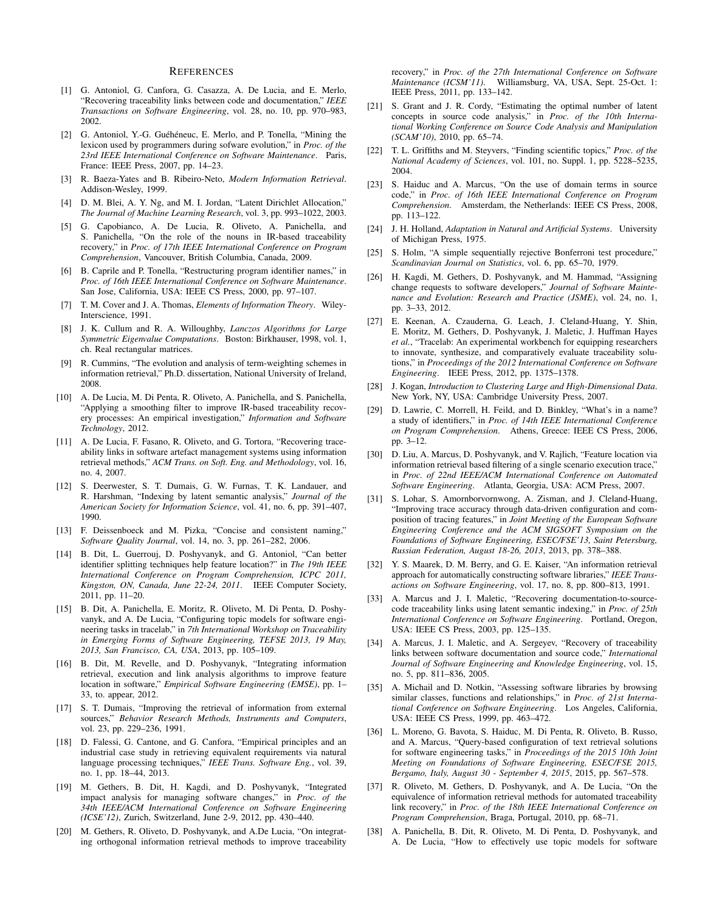## REFERENCES

[1] G. Antoniol, G. Canfora, G. Casazza, A. De Lucia, and E. Merlo, "Recovering traceability links between code and documentation," *IEEE Transactions on Software Engineering*, vol. 28, no. 10, pp. 970–983, 2002.

[2] G. Antoniol, Y.-G. Guéhéneuc, E. Merlo, and P. Tonella, "Mining the lexicon used by programmers during sofware evolution," in *Proc. of the 23rd IEEE International Conference on Software Maintenance*. Paris, France: IEEE Press, 2007, pp. 14–23.

[3] R. Baeza-Yates and B. Ribeiro-Neto, *Modern Information Retrieval*. Addison-Wesley, 1999.

[4] D. M. Blei, A. Y. Ng, and M. I. Jordan, "Latent Dirichlet Allocation," *The Journal of Machine Learning Research*, vol. 3, pp. 993–1022, 2003.

[5] G. Capobianco, A. De Lucia, R. Oliveto, A. Panichella, and S. Panichella, "On the role of the nouns in IR-based traceability recovery," in *Proc. of 17th IEEE International Conference on Program Comprehension*, Vancouver, British Columbia, Canada, 2009.

[6] B. Caprile and P. Tonella, "Restructuring program identifier names," in *Proc. of 16th IEEE International Conference on Software Maintenance*. San Jose, California, USA: IEEE CS Press, 2000, pp. 97–107.

[7] T. M. Cover and J. A. Thomas, *Elements of Information Theory*. Wiley-Interscience, 1991.

[8] J. K. Cullum and R. A. Willoughby, *Lanczos Algorithms for Large Symmetric Eigenvalue Computations*. Boston: Birkhauser, 1998, vol. 1, ch. Real rectangular matrices.

[9] R. Cummins, "The evolution and analysis of term-weighting schemes in information retrieval," Ph.D. dissertation, National University of Ireland, 2008.

[10] A. De Lucia, M. Di Penta, R. Oliveto, A. Panichella, and S. Panichella, "Applying a smoothing filter to improve IR-based traceability recovery processes: An empirical investigation," *Information and Software Technology*, 2012.

[11] A. De Lucia, F. Fasano, R. Oliveto, and G. Tortora, "Recovering traceability links in software artefact management systems using information retrieval methods," *ACM Trans. on Soft. Eng. and Methodology*, vol. 16, no. 4, 2007.

[12] S. Deerwester, S. T. Dumais, G. W. Furnas, T. K. Landauer, and R. Harshman, "Indexing by latent semantic analysis," *Journal of the American Society for Information Science*, vol. 41, no. 6, pp. 391–407, 1990.

[13] F. Deissenboeck and M. Pizka, "Concise and consistent naming," *Software Quality Journal*, vol. 14, no. 3, pp. 261–282, 2006.

[14] B. Dit, L. Guerrouj, D. Poshyvanyk, and G. Antoniol, "Can better identifier splitting techniques help feature location?" in *The 19th IEEE International Conference on Program Comprehension, ICPC 2011, Kingston, ON, Canada, June 22-24, 2011*. IEEE Computer Society, 2011, pp. 11–20.

[15] B. Dit, A. Panichella, E. Moritz, R. Oliveto, M. Di Penta, D. Poshyvanyk, and A. De Lucia, "Configuring topic models for software engineering tasks in tracelab," in *7th International Workshop on Traceability in Emerging Forms of Software Engineering, TEFSE 2013, 19 May, 2013, San Francisco, CA, USA*, 2013, pp. 105–109.

[16] B. Dit, M. Revelle, and D. Poshyvanyk, "Integrating information retrieval, execution and link analysis algorithms to improve feature location in software," *Empirical Software Engineering (EMSE)*, pp. 1–33, to. appear, 2012.

[17] S. T. Dumais, "Improving the retrieval of information from external sources," *Behavior Research Methods, Instruments and Computers*, vol. 23, pp. 229–236, 1991.

[18] D. Falessi, G. Cantone, and G. Canfora, "Empirical principles and an industrial case study in retrieving equivalent requirements via natural language processing techniques," *IEEE Trans. Software Eng.*, vol. 39, no. 1, pp. 18–44, 2013.

[19] M. Gethers, B. Dit, H. Kagdi, and D. Poshyvanyk, "Integrated impact analysis for managing software changes," in *Proc. of the 34th IEEE/ACM International Conference on Software Engineering (ICSE'12)*, Zurich, Switzerland, June 2-9, 2012, pp. 430–440.

[20] M. Gethers, R. Oliveto, D. Poshyvanyk, and A.De Lucia, "On integrating orthogonal information retrieval methods to improve traceability recovery," in *Proc. of the 27th International Conference on Software Maintenance (ICSM'11)*. Williamsburg, VA, USA, Sept. 25-Oct. 1: IEEE Press, 2011, pp. 133–142.

[21] S. Grant and J. R. Cordy, "Estimating the optimal number of latent concepts in source code analysis," in *Proc. of the 10th International Working Conference on Source Code Analysis and Manipulation (SCAM'10)*, 2010, pp. 65–74.

[22] T. L. Griffiths and M. Steyvers, "Finding scientific topics," *Proc. of the National Academy of Sciences*, vol. 101, no. Suppl. 1, pp. 5228–5235, 2004.

[23] S. Haiduc and A. Marcus, "On the use of domain terms in source code," in *Proc. of 16th IEEE International Conference on Program Comprehension*. Amsterdam, the Netherlands: IEEE CS Press, 2008, pp. 113–122.

[24] J. H. Holland, *Adaptation in Natural and Artificial Systems*. University of Michigan Press, 1975.

[25] S. Holm, "A simple sequentially rejective Bonferroni test procedure," *Scandinavian Journal on Statistics*, vol. 6, pp. 65–70, 1979.

[26] H. Kagdi, M. Gethers, D. Poshyvanyk, and M. Hammad, "Assigning change requests to software developers," *Journal of Software Maintenance and Evolution: Research and Practice (JSME)*, vol. 24, no. 1, pp. 3–33, 2012.

[27] E. Keenan, A. Czauderna, G. Leach, J. Cleland-Huang, Y. Shin, E. Moritz, M. Gethers, D. Poshyvanyk, J. Maletic, J. Huffman Hayes *et al.*, "Tracelab: An experimental workbench for equipping researchers to innovate, synthesize, and comparatively evaluate traceability solutions," in *Proceedings of the 2012 International Conference on Software Engineering*. IEEE Press, 2012, pp. 1375–1378.

[28] J. Kogan, *Introduction to Clustering Large and High-Dimensional Data*. New York, NY, USA: Cambridge University Press, 2007.

[29] D. Lawrie, C. Morrell, H. Feild, and D. Binkley, "What's in a name? a study of identifiers," in *Proc. of 14th IEEE International Conference on Program Comprehension*. Athens, Greece: IEEE CS Press, 2006, pp. 3–12.

[30] D. Liu, A. Marcus, D. Poshyvanyk, and V. Rajlich, "Feature location via information retrieval based filtering of a single scenario execution trace," in *Proc. of 22nd IEEE/ACM International Conference on Automated Software Engineering*. Atlanta, Georgia, USA: ACM Press, 2007.

[31] S. Lohar, S. Amornborvornwong, A. Zisman, and J. Cleland-Huang, "Improving trace accuracy through data-driven configuration and composition of tracing features," in *Joint Meeting of the European Software Engineering Conference and the ACM SIGSOFT Symposium on the Foundations of Software Engineering, ESEC/FSE'13, Saint Petersburg, Russian Federation, August 18-26, 2013*, 2013, pp. 378–388.

[32] Y. S. Maarek, D. M. Berry, and G. E. Kaiser, "An information retrieval approach for automatically constructing software libraries," *IEEE Transactions on Software Engineering*, vol. 17, no. 8, pp. 800–813, 1991.

[33] A. Marcus and J. I. Maletic, "Recovering documentation-to-source-code traceability links using latent semantic indexing," in *Proc. of 25th International Conference on Software Engineering*. Portland, Oregon, USA: IEEE CS Press, 2003, pp. 125–135.

[34] A. Marcus, J. I. Maletic, and A. Sergeyev, "Recovery of traceability links between software documentation and source code," *International Journal of Software Engineering and Knowledge Engineering*, vol. 15, no. 5, pp. 811–836, 2005.

[35] A. Michail and D. Notkin, "Assessing software libraries by browsing similar classes, functions and relationships," in *Proc. of 21st International Conference on Software Engineering*. Los Angeles, California, USA: IEEE CS Press, 1999, pp. 463–472.

[36] L. Moreno, G. Bavota, S. Haiduc, M. Di Penta, R. Oliveto, B. Russo, and A. Marcus, "Query-based configuration of text retrieval solutions for software engineering tasks," in *Proceedings of the 2015 10th Joint Meeting on Foundations of Software Engineering, ESEC/FSE 2015, Bergamo, Italy, August 30 - September 4, 2015*, 2015, pp. 567–578.

[37] R. Oliveto, M. Gethers, D. Poshyvanyk, and A. De Lucia, "On the equivalence of information retrieval methods for automated traceability link recovery," in *Proc. of the 18th IEEE International Conference on Program Comprehension*, Braga, Portugal, 2010, pp. 68–71.

[38] A. Panichella, B. Dit, R. Oliveto, M. Di Penta, D. Poshyvanyk, and A. De Lucia, "How to effectively use topic models for software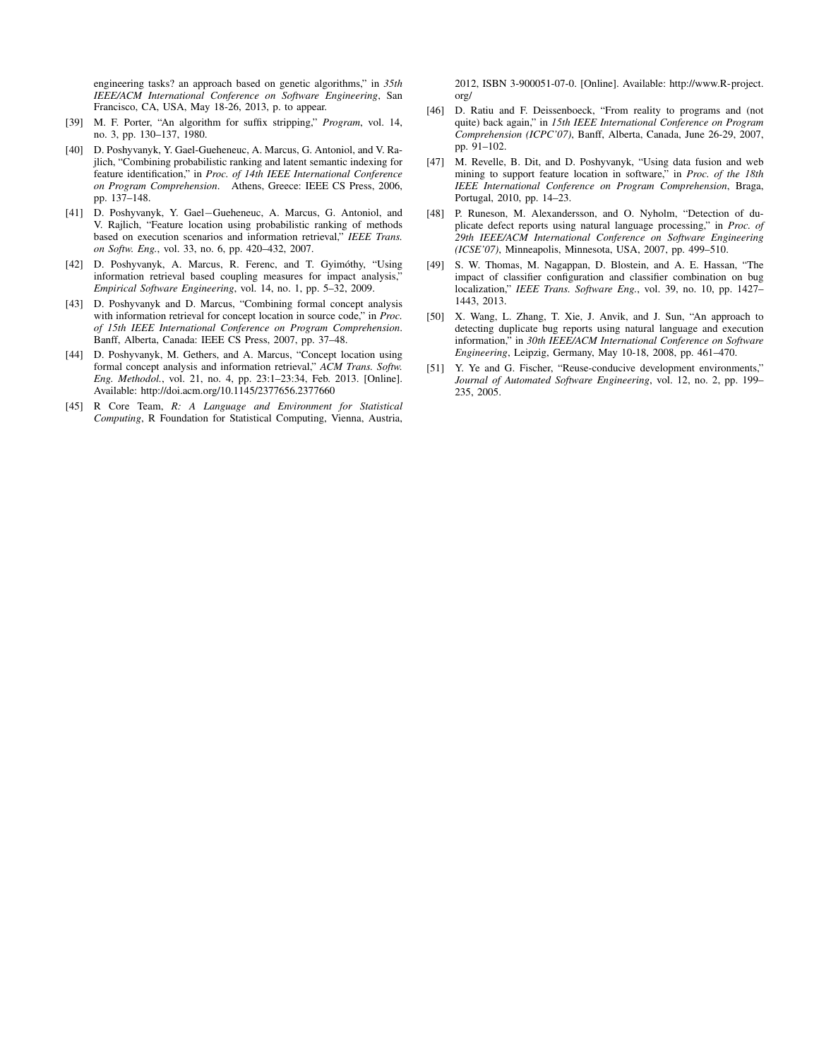engineering tasks? an approach based on genetic algorithms," in *35th IEEE/ACM International Conference on Software Engineering*, San Francisco, CA, USA, May 18-26, 2013, p. to appear.

[39] M. F. Porter, "An algorithm for suffix stripping," *Program*, vol. 14, no. 3, pp. 130–137, 1980.

[40] D. Poshyvanyk, Y. Gael-Gueheneuc, A. Marcus, G. Antoniol, and V. Rajlich, "Combining probabilistic ranking and latent semantic indexing for feature identification," in *Proc. of 14th IEEE International Conference on Program Comprehension*. Athens, Greece: IEEE CS Press, 2006, pp. 137–148.

[41] D. Poshyvanyk, Y. Gael−Gueheneuc, A. Marcus, G. Antoniol, and V. Rajlich, "Feature location using probabilistic ranking of methods based on execution scenarios and information retrieval," *IEEE Trans. on Softw. Eng.*, vol. 33, no. 6, pp. 420–432, 2007.

[42] D. Poshyvanyk, A. Marcus, R. Ferenc, and T. Gyimóthy, "Using information retrieval based coupling measures for impact analysis," *Empirical Software Engineering*, vol. 14, no. 1, pp. 5–32, 2009.

[43] D. Poshyvanyk and D. Marcus, "Combining formal concept analysis with information retrieval for concept location in source code," in *Proc. of 15th IEEE International Conference on Program Comprehension*. Banff, Alberta, Canada: IEEE CS Press, 2007, pp. 37–48.

[44] D. Poshyvanyk, M. Gethers, and A. Marcus, "Concept location using formal concept analysis and information retrieval," *ACM Trans. Softw. Eng. Methodol.*, vol. 21, no. 4, pp. 23:1–23:34, Feb. 2013. [Online]. Available: http://doi.acm.org/10.1145/2377656.2377660

[45] R Core Team, *R: A Language and Environment for Statistical Computing*, R Foundation for Statistical Computing, Vienna, Austria, 2012, ISBN 3-900051-07-0. [Online]. Available: http://www.R-project.org/

[46] D. Ratiu and F. Deissenboeck, "From reality to programs and (not quite) back again," in *15th IEEE International Conference on Program Comprehension (ICPC'07)*, Banff, Alberta, Canada, June 26-29, 2007, pp. 91–102.

[47] M. Revelle, B. Dit, and D. Poshyvanyk, "Using data fusion and web mining to support feature location in software," in *Proc. of the 18th IEEE International Conference on Program Comprehension*, Braga, Portugal, 2010, pp. 14–23.

[48] P. Runeson, M. Alexandersson, and O. Nyholm, "Detection of duplicate defect reports using natural language processing," in *Proc. of 29th IEEE/ACM International Conference on Software Engineering (ICSE'07)*, Minneapolis, Minnesota, USA, 2007, pp. 499–510.

[49] S. W. Thomas, M. Nagappan, D. Blostein, and A. E. Hassan, "The impact of classifier configuration and classifier combination on bug localization," *IEEE Trans. Software Eng.*, vol. 39, no. 10, pp. 1427–1443, 2013.

[50] X. Wang, L. Zhang, T. Xie, J. Anvik, and J. Sun, "An approach to detecting duplicate bug reports using natural language and execution information," in *30th IEEE/ACM International Conference on Software Engineering*, Leipzig, Germany, May 10-18, 2008, pp. 461–470.

[51] Y. Ye and G. Fischer, "Reuse-conducive development environments," *Journal of Automated Software Engineering*, vol. 12, no. 2, pp. 199–235, 2005.